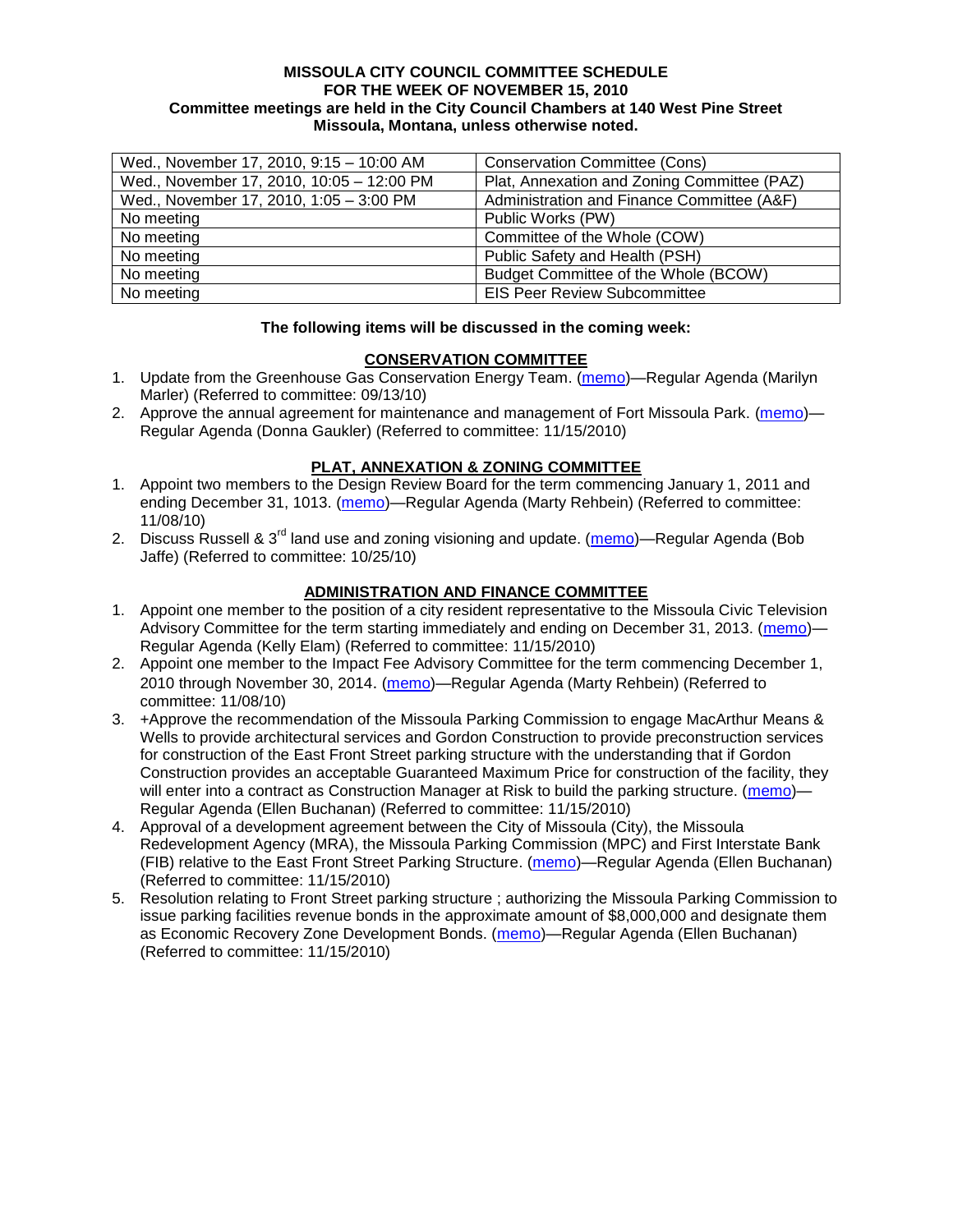**MISSOULA CITY COUNCIL COMMITTEE SCHEDULE**
**FOR THE WEEK OF NOVEMBER 15, 2010**
**Committee meetings are held in the City Council Chambers at 140 West Pine Street**
**Missoula, Montana, unless otherwise noted.**

| | |
|---|---|
| Wed., November 17, 2010, 9:15 – 10:00 AM | Conservation Committee (Cons) |
| Wed., November 17, 2010, 10:05 – 12:00 PM | Plat, Annexation and Zoning Committee (PAZ) |
| Wed., November 17, 2010, 1:05 – 3:00 PM | Administration and Finance Committee (A&F) |
| No meeting | Public Works (PW) |
| No meeting | Committee of the Whole (COW) |
| No meeting | Public Safety and Health (PSH) |
| No meeting | Budget Committee of the Whole (BCOW) |
| No meeting | EIS Peer Review Subcommittee |

**The following items will be discussed in the coming week:**

**CONSERVATION COMMITTEE**

1. Update from the Greenhouse Gas Conservation Energy Team. (memo)—Regular Agenda (Marilyn Marler) (Referred to committee: 09/13/10)
2. Approve the annual agreement for maintenance and management of Fort Missoula Park. (memo)—Regular Agenda (Donna Gaukler) (Referred to committee: 11/15/2010)

**PLAT, ANNEXATION & ZONING COMMITTEE**

1. Appoint two members to the Design Review Board for the term commencing January 1, 2011 and ending December 31, 1013. (memo)—Regular Agenda (Marty Rehbein) (Referred to committee: 11/08/10)
2. Discuss Russell & 3rd land use and zoning visioning and update. (memo)—Regular Agenda (Bob Jaffe) (Referred to committee: 10/25/10)

**ADMINISTRATION AND FINANCE COMMITTEE**

1. Appoint one member to the position of a city resident representative to the Missoula Civic Television Advisory Committee for the term starting immediately and ending on December 31, 2013. (memo)—Regular Agenda (Kelly Elam) (Referred to committee: 11/15/2010)
2. Appoint one member to the Impact Fee Advisory Committee for the term commencing December 1, 2010 through November 30, 2014. (memo)—Regular Agenda (Marty Rehbein) (Referred to committee: 11/08/10)
3. +Approve the recommendation of the Missoula Parking Commission to engage MacArthur Means & Wells to provide architectural services and Gordon Construction to provide preconstruction services for construction of the East Front Street parking structure with the understanding that if Gordon Construction provides an acceptable Guaranteed Maximum Price for construction of the facility, they will enter into a contract as Construction Manager at Risk to build the parking structure. (memo)—Regular Agenda (Ellen Buchanan) (Referred to committee: 11/15/2010)
4. Approval of a development agreement between the City of Missoula (City), the Missoula Redevelopment Agency (MRA), the Missoula Parking Commission (MPC) and First Interstate Bank (FIB) relative to the East Front Street Parking Structure. (memo)—Regular Agenda (Ellen Buchanan) (Referred to committee: 11/15/2010)
5. Resolution relating to Front Street parking structure ; authorizing the Missoula Parking Commission to issue parking facilities revenue bonds in the approximate amount of $8,000,000 and designate them as Economic Recovery Zone Development Bonds. (memo)—Regular Agenda (Ellen Buchanan) (Referred to committee: 11/15/2010)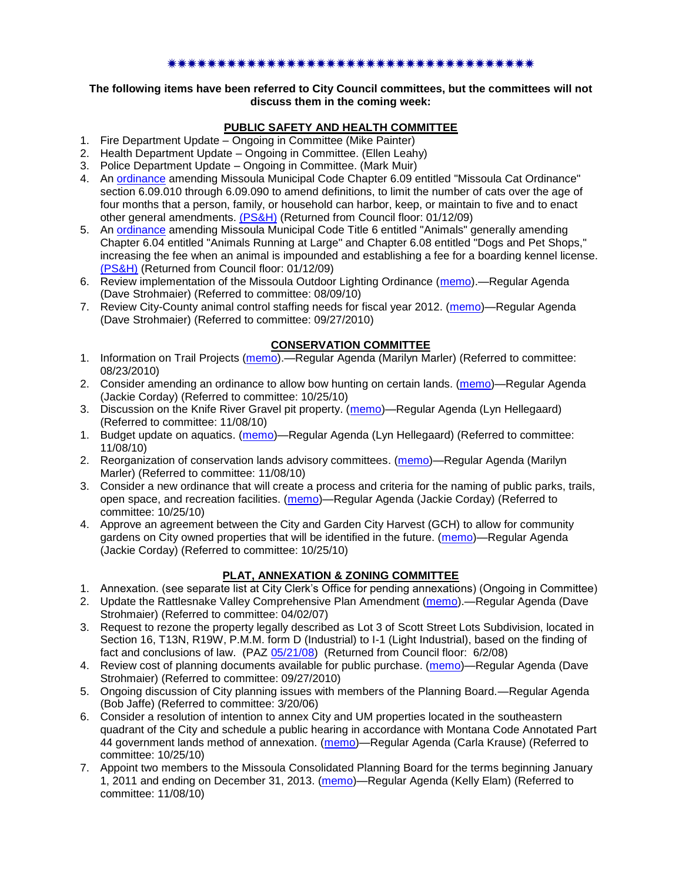✷✷✷✷✷✷✷✷✷✷✷✷✷✷✷✷✷✷✷✷✷✷✷✷✷✷✷✷✷✷✷✷✷✷✷✷✷✷✷✷

**The following items have been referred to City Council committees, but the committees will not discuss them in the coming week:**

## PUBLIC SAFETY AND HEALTH COMMITTEE

1. Fire Department Update – Ongoing in Committee (Mike Painter)
2. Health Department Update – Ongoing in Committee. (Ellen Leahy)
3. Police Department Update – Ongoing in Committee. (Mark Muir)
4. An ordinance amending Missoula Municipal Code Chapter 6.09 entitled "Missoula Cat Ordinance" section 6.09.010 through 6.09.090 to amend definitions, to limit the number of cats over the age of four months that a person, family, or household can harbor, keep, or maintain to five and to enact other general amendments. (PS&H) (Returned from Council floor: 01/12/09)
5. An ordinance amending Missoula Municipal Code Title 6 entitled "Animals" generally amending Chapter 6.04 entitled "Animals Running at Large" and Chapter 6.08 entitled "Dogs and Pet Shops," increasing the fee when an animal is impounded and establishing a fee for a boarding kennel license. (PS&H) (Returned from Council floor: 01/12/09)
6. Review implementation of the Missoula Outdoor Lighting Ordinance (memo).—Regular Agenda (Dave Strohmaier) (Referred to committee: 08/09/10)
7. Review City-County animal control staffing needs for fiscal year 2012. (memo)—Regular Agenda (Dave Strohmaier) (Referred to committee: 09/27/2010)

## CONSERVATION COMMITTEE

1. Information on Trail Projects (memo).—Regular Agenda (Marilyn Marler) (Referred to committee: 08/23/2010)
2. Consider amending an ordinance to allow bow hunting on certain lands. (memo)—Regular Agenda (Jackie Corday) (Referred to committee: 10/25/10)
3. Discussion on the Knife River Gravel pit property. (memo)—Regular Agenda (Lyn Hellegaard) (Referred to committee: 11/08/10)
1. Budget update on aquatics. (memo)—Regular Agenda (Lyn Hellegaard) (Referred to committee: 11/08/10)
2. Reorganization of conservation lands advisory committees. (memo)—Regular Agenda (Marilyn Marler) (Referred to committee: 11/08/10)
3. Consider a new ordinance that will create a process and criteria for the naming of public parks, trails, open space, and recreation facilities. (memo)—Regular Agenda (Jackie Corday) (Referred to committee: 10/25/10)
4. Approve an agreement between the City and Garden City Harvest (GCH) to allow for community gardens on City owned properties that will be identified in the future. (memo)—Regular Agenda (Jackie Corday) (Referred to committee: 10/25/10)

## PLAT, ANNEXATION & ZONING COMMITTEE

1. Annexation. (see separate list at City Clerk's Office for pending annexations) (Ongoing in Committee)
2. Update the Rattlesnake Valley Comprehensive Plan Amendment (memo).—Regular Agenda (Dave Strohmaier) (Referred to committee: 04/02/07)
3. Request to rezone the property legally described as Lot 3 of Scott Street Lots Subdivision, located in Section 16, T13N, R19W, P.M.M. form D (Industrial) to I-1 (Light Industrial), based on the finding of fact and conclusions of law. (PAZ 05/21/08) (Returned from Council floor: 6/2/08)
4. Review cost of planning documents available for public purchase. (memo)—Regular Agenda (Dave Strohmaier) (Referred to committee: 09/27/2010)
5. Ongoing discussion of City planning issues with members of the Planning Board.—Regular Agenda (Bob Jaffe) (Referred to committee: 3/20/06)
6. Consider a resolution of intention to annex City and UM properties located in the southeastern quadrant of the City and schedule a public hearing in accordance with Montana Code Annotated Part 44 government lands method of annexation. (memo)—Regular Agenda (Carla Krause) (Referred to committee: 10/25/10)
7. Appoint two members to the Missoula Consolidated Planning Board for the terms beginning January 1, 2011 and ending on December 31, 2013. (memo)—Regular Agenda (Kelly Elam) (Referred to committee: 11/08/10)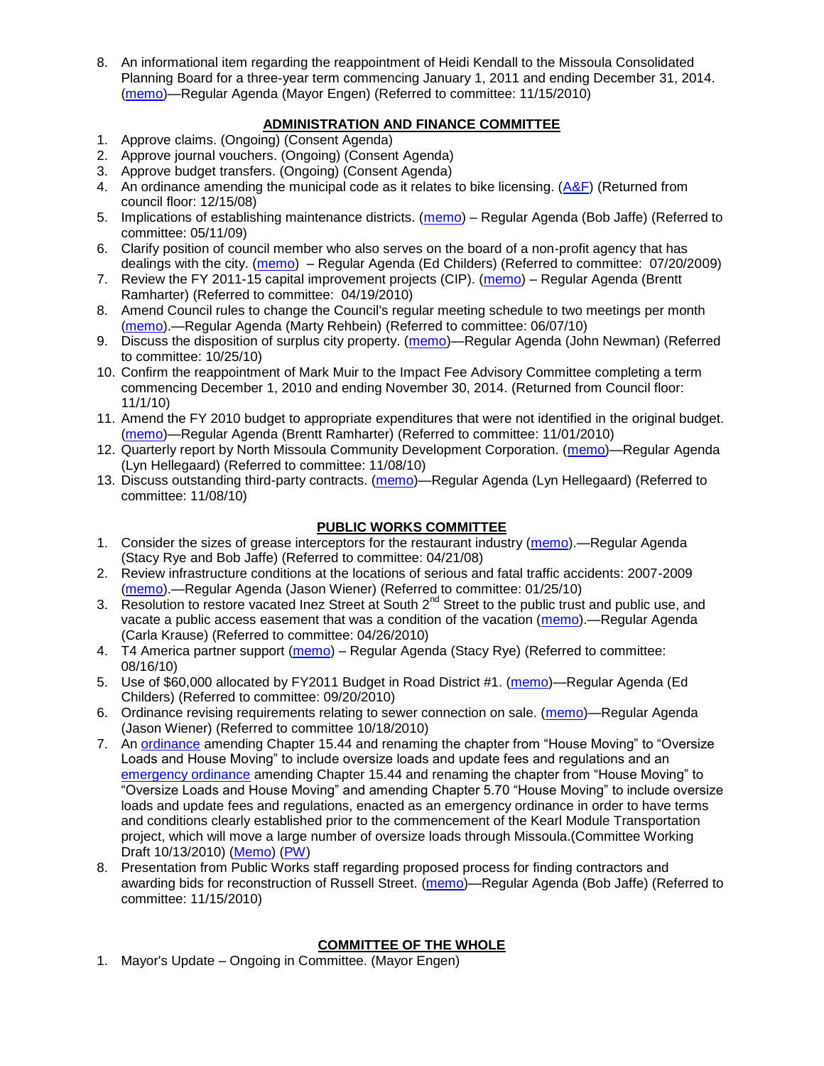8. An informational item regarding the reappointment of Heidi Kendall to the Missoula Consolidated Planning Board for a three-year term commencing January 1, 2011 and ending December 31, 2014. (memo)—Regular Agenda (Mayor Engen) (Referred to committee: 11/15/2010)

## ADMINISTRATION AND FINANCE COMMITTEE

1. Approve claims. (Ongoing) (Consent Agenda)
2. Approve journal vouchers. (Ongoing) (Consent Agenda)
3. Approve budget transfers. (Ongoing) (Consent Agenda)
4. An ordinance amending the municipal code as it relates to bike licensing. (A&F) (Returned from council floor: 12/15/08)
5. Implications of establishing maintenance districts. (memo) – Regular Agenda (Bob Jaffe) (Referred to committee: 05/11/09)
6. Clarify position of council member who also serves on the board of a non-profit agency that has dealings with the city. (memo) – Regular Agenda (Ed Childers) (Referred to committee: 07/20/2009)
7. Review the FY 2011-15 capital improvement projects (CIP). (memo) – Regular Agenda (Brentt Ramharter) (Referred to committee: 04/19/2010)
8. Amend Council rules to change the Council's regular meeting schedule to two meetings per month (memo).—Regular Agenda (Marty Rehbein) (Referred to committee: 06/07/10)
9. Discuss the disposition of surplus city property. (memo)—Regular Agenda (John Newman) (Referred to committee: 10/25/10)
10. Confirm the reappointment of Mark Muir to the Impact Fee Advisory Committee completing a term commencing December 1, 2010 and ending November 30, 2014. (Returned from Council floor: 11/1/10)
11. Amend the FY 2010 budget to appropriate expenditures that were not identified in the original budget. (memo)—Regular Agenda (Brentt Ramharter) (Referred to committee: 11/01/2010)
12. Quarterly report by North Missoula Community Development Corporation. (memo)—Regular Agenda (Lyn Hellegaard) (Referred to committee: 11/08/10)
13. Discuss outstanding third-party contracts. (memo)—Regular Agenda (Lyn Hellegaard) (Referred to committee: 11/08/10)

## PUBLIC WORKS COMMITTEE

1. Consider the sizes of grease interceptors for the restaurant industry (memo).—Regular Agenda (Stacy Rye and Bob Jaffe) (Referred to committee: 04/21/08)
2. Review infrastructure conditions at the locations of serious and fatal traffic accidents: 2007-2009 (memo).—Regular Agenda (Jason Wiener) (Referred to committee: 01/25/10)
3. Resolution to restore vacated Inez Street at South 2nd Street to the public trust and public use, and vacate a public access easement that was a condition of the vacation (memo).—Regular Agenda (Carla Krause) (Referred to committee: 04/26/2010)
4. T4 America partner support (memo) – Regular Agenda (Stacy Rye) (Referred to committee: 08/16/10)
5. Use of $60,000 allocated by FY2011 Budget in Road District #1. (memo)—Regular Agenda (Ed Childers) (Referred to committee: 09/20/2010)
6. Ordinance revising requirements relating to sewer connection on sale. (memo)—Regular Agenda (Jason Wiener) (Referred to committee 10/18/2010)
7. An ordinance amending Chapter 15.44 and renaming the chapter from "House Moving" to "Oversize Loads and House Moving" to include oversize loads and update fees and regulations and an emergency ordinance amending Chapter 15.44 and renaming the chapter from "House Moving" to "Oversize Loads and House Moving" and amending Chapter 5.70 "House Moving" to include oversize loads and update fees and regulations, enacted as an emergency ordinance in order to have terms and conditions clearly established prior to the commencement of the Kearl Module Transportation project, which will move a large number of oversize loads through Missoula.(Committee Working Draft 10/13/2010) (Memo) (PW)
8. Presentation from Public Works staff regarding proposed process for finding contractors and awarding bids for reconstruction of Russell Street. (memo)—Regular Agenda (Bob Jaffe) (Referred to committee: 11/15/2010)

## COMMITTEE OF THE WHOLE

1. Mayor's Update – Ongoing in Committee. (Mayor Engen)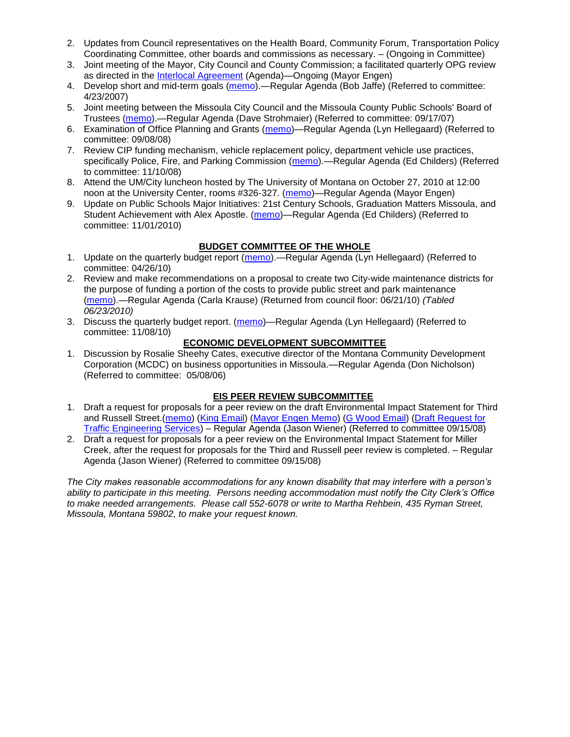2. Updates from Council representatives on the Health Board, Community Forum, Transportation Policy Coordinating Committee, other boards and commissions as necessary. – (Ongoing in Committee)
3. Joint meeting of the Mayor, City Council and County Commission; a facilitated quarterly OPG review as directed in the Interlocal Agreement (Agenda)—Ongoing (Mayor Engen)
4. Develop short and mid-term goals (memo).—Regular Agenda (Bob Jaffe) (Referred to committee: 4/23/2007)
5. Joint meeting between the Missoula City Council and the Missoula County Public Schools' Board of Trustees (memo).—Regular Agenda (Dave Strohmaier) (Referred to committee: 09/17/07)
6. Examination of Office Planning and Grants (memo)—Regular Agenda (Lyn Hellegaard) (Referred to committee: 09/08/08)
7. Review CIP funding mechanism, vehicle replacement policy, department vehicle use practices, specifically Police, Fire, and Parking Commission (memo).—Regular Agenda (Ed Childers) (Referred to committee: 11/10/08)
8. Attend the UM/City luncheon hosted by The University of Montana on October 27, 2010 at 12:00 noon at the University Center, rooms #326-327. (memo)—Regular Agenda (Mayor Engen)
9. Update on Public Schools Major Initiatives: 21st Century Schools, Graduation Matters Missoula, and Student Achievement with Alex Apostle. (memo)—Regular Agenda (Ed Childers) (Referred to committee: 11/01/2010)

## BUDGET COMMITTEE OF THE WHOLE

1. Update on the quarterly budget report (memo).—Regular Agenda (Lyn Hellegaard) (Referred to committee: 04/26/10)
2. Review and make recommendations on a proposal to create two City-wide maintenance districts for the purpose of funding a portion of the costs to provide public street and park maintenance (memo).—Regular Agenda (Carla Krause) (Returned from council floor: 06/21/10) *(Tabled 06/23/2010)*
3. Discuss the quarterly budget report. (memo)—Regular Agenda (Lyn Hellegaard) (Referred to committee: 11/08/10)

## ECONOMIC DEVELOPMENT SUBCOMMITTEE

1. Discussion by Rosalie Sheehy Cates, executive director of the Montana Community Development Corporation (MCDC) on business opportunities in Missoula.—Regular Agenda (Don Nicholson) (Referred to committee: 05/08/06)

## EIS PEER REVIEW SUBCOMMITTEE

1. Draft a request for proposals for a peer review on the draft Environmental Impact Statement for Third and Russell Street.(memo) (King Email) (Mayor Engen Memo) (G Wood Email) (Draft Request for Traffic Engineering Services) – Regular Agenda (Jason Wiener) (Referred to committee 09/15/08)
2. Draft a request for proposals for a peer review on the Environmental Impact Statement for Miller Creek, after the request for proposals for the Third and Russell peer review is completed. – Regular Agenda (Jason Wiener) (Referred to committee 09/15/08)

*The City makes reasonable accommodations for any known disability that may interfere with a person's ability to participate in this meeting. Persons needing accommodation must notify the City Clerk's Office to make needed arrangements. Please call 552-6078 or write to Martha Rehbein, 435 Ryman Street, Missoula, Montana 59802, to make your request known.*